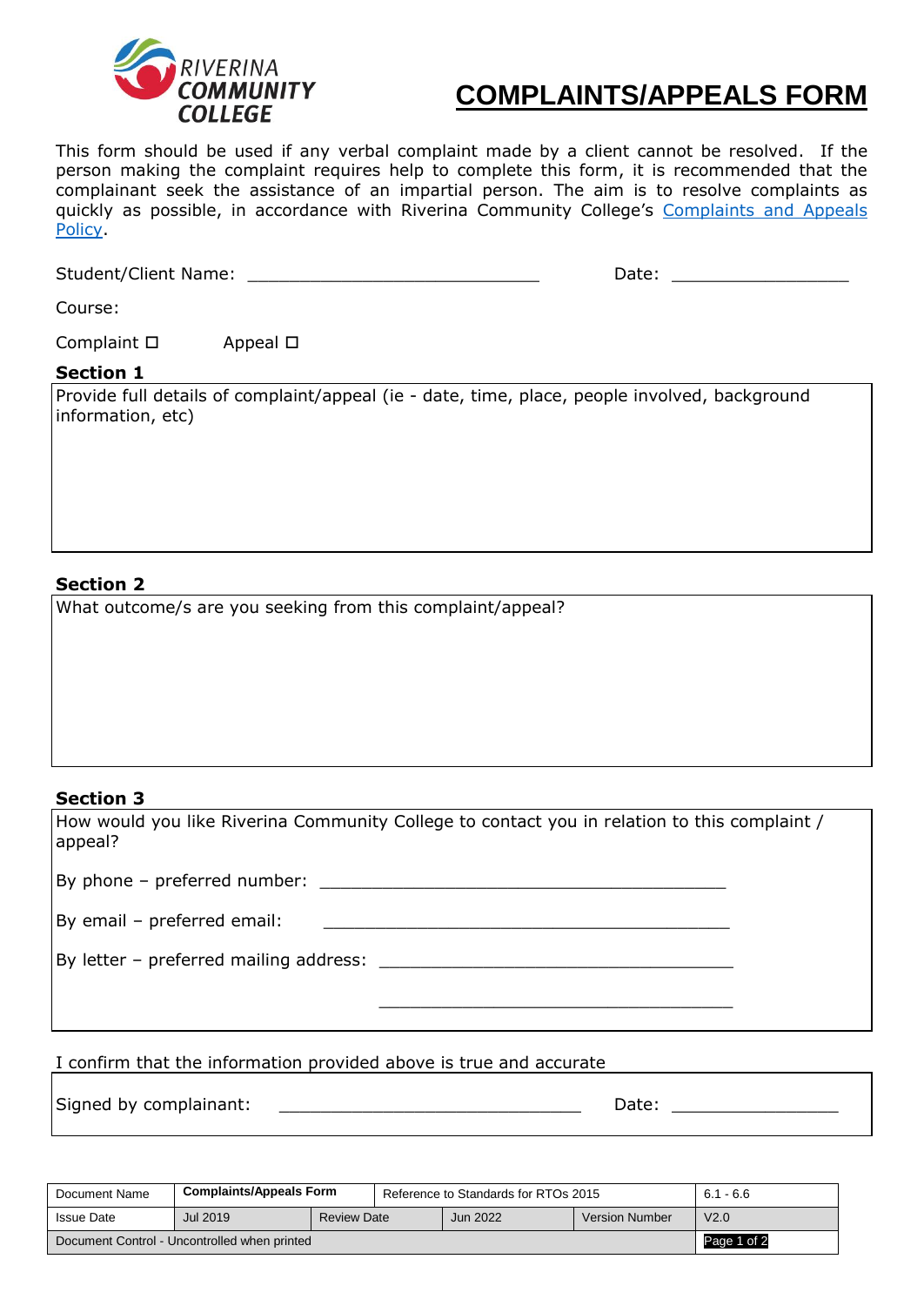RIVERINA COMMUNITY COLLEGE

# COMPLAINTS/APPEALS FORM

This form should be used if any verbal complaint made by a client cannot be resolved. If the person making the complaint requires help to complete this form, it is recommended that the complainant seek the assistance of an impartial person. The aim is to resolve complaints as quickly as possible, in accordance with Riverina Community College's Complaints and Appeals Policy.

Student/Client Name: ______________________________ Date: __________________

Course:

Complaint ☐ Appeal ☐

**Section 1**

Provide full details of complaint/appeal (ie - date, time, place, people involved, background information, etc)

**Section 2**

What outcome/s are you seeking from this complaint/appeal?

**Section 3**

How would you like Riverina Community College to contact you in relation to this complaint / appeal?

By phone – preferred number: __________________________________________

By email – preferred email: __________________________________________

By letter – preferred mailing address: ____________________________________

____________________________________

I confirm that the information provided above is true and accurate

Signed by complainant: _______________________________ Date: _________________

| Document Name | Complaints/Appeals Form | | Reference to Standards for RTOs 2015 | | 6.1 - 6.6 |
|---|---|---|---|---|---|
| Issue Date | Jul 2019 | Review Date | Jun 2022 | Version Number | V2.0 |
| Document Control - Uncontrolled when printed | | | | | |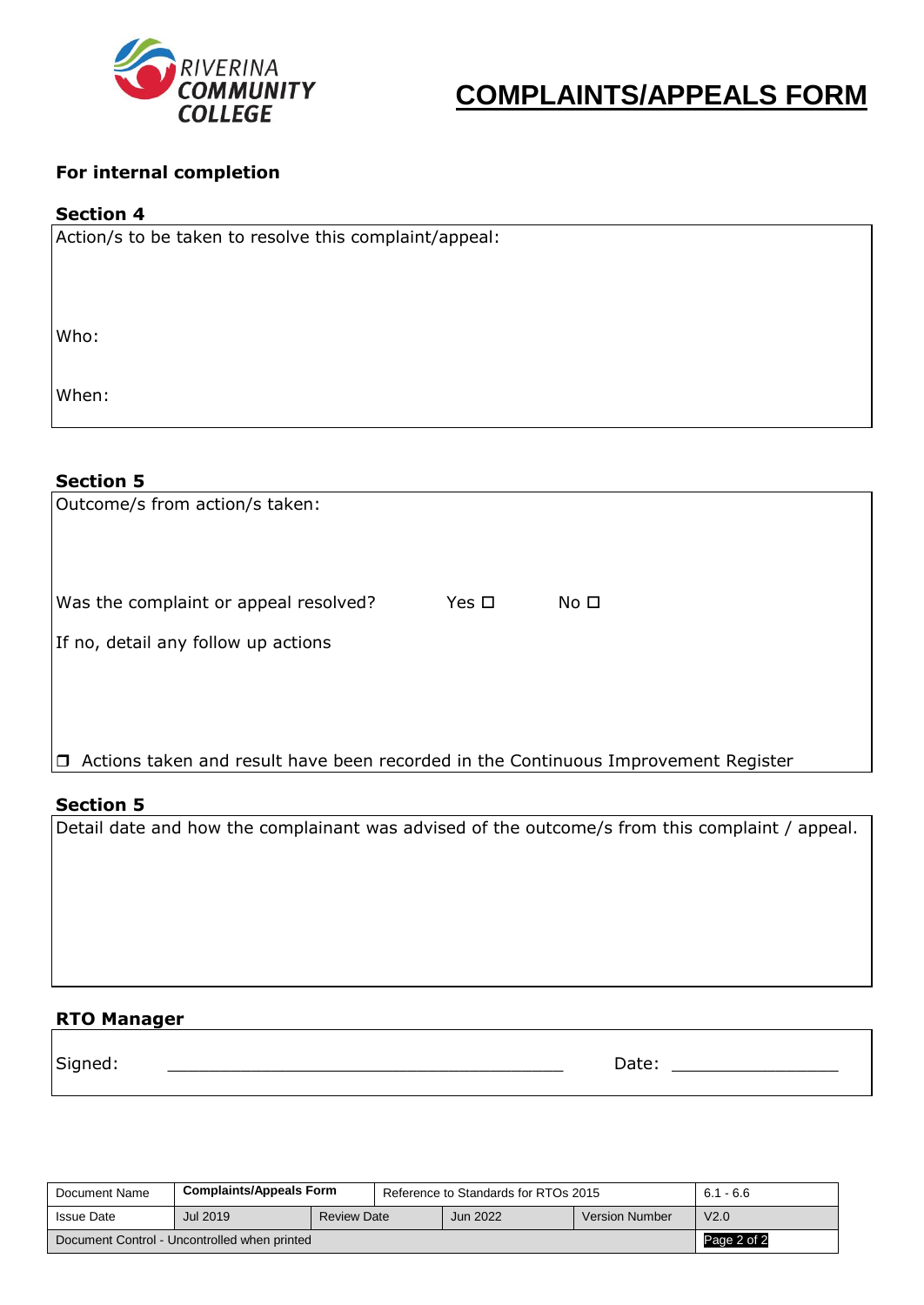# COMPLAINTS/APPEALS FORM

**For internal completion**

**Section 4**

Action/s to be taken to resolve this complaint/appeal:

Who:

When:

**Section 5**

Outcome/s from action/s taken:

Was the complaint or appeal resolved? Yes ☐ No ☐

If no, detail any follow up actions

☐ Actions taken and result have been recorded in the Continuous Improvement Register

**Section 5**

Detail date and how the complainant was advised of the outcome/s from this complaint / appeal.

**RTO Manager**

Signed: ______________________________________ Date: ________________

| | | | | | |
|---|---|---|---|---|---|
| Document Name | **Complaints/Appeals Form** | Reference to Standards for RTOs 2015 | | | 6.1 - 6.6 |
| Issue Date | Jul 2019 | Review Date | Jun 2022 | Version Number | V2.0 |
| Document Control - Uncontrolled when printed | | | | | |